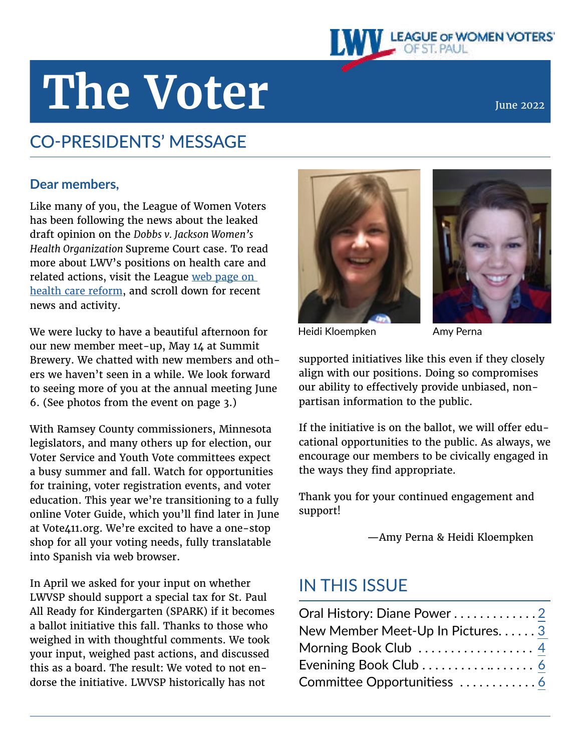LEAGUE OF WOMEN VOTERS OF ST. PAUL

# The Voter

June 2022

## CO-PRESIDENTS' MESSAGE

**Dear members,**

Like many of you, the League of Women Voters has been following the news about the leaked draft opinion on the *Dobbs v. Jackson Women's Health Organization* Supreme Court case. To read more about LWV's positions on health care and related actions, visit the League web page on health care reform, and scroll down for recent news and activity.

We were lucky to have a beautiful afternoon for our new member meet-up, May 14 at Summit Brewery. We chatted with new members and others we haven't seen in a while. We look forward to seeing more of you at the annual meeting June 6. (See photos from the event on page 3.)

With Ramsey County commissioners, Minnesota legislators, and many others up for election, our Voter Service and Youth Vote committees expect a busy summer and fall. Watch for opportunities for training, voter registration events, and voter education. This year we're transitioning to a fully online Voter Guide, which you'll find later in June at Vote411.org. We're excited to have a one-stop shop for all your voting needs, fully translatable into Spanish via web browser.

In April we asked for your input on whether LWVSP should support a special tax for St. Paul All Ready for Kindergarten (SPARK) if it becomes a ballot initiative this fall. Thanks to those who weighed in with thoughtful comments. We took your input, weighed past actions, and discussed this as a board. The result: We voted to not endorse the initiative. LWVSP historically has not supported initiatives like this even if they closely align with our positions. Doing so compromises our ability to effectively provide unbiased, nonpartisan information to the public.

Heidi Kloempken

Amy Perna

If the initiative is on the ballot, we will offer educational opportunities to the public. As always, we encourage our members to be civically engaged in the ways they find appropriate.

Thank you for your continued engagement and support!

—Amy Perna & Heidi Kloempken

## IN THIS ISSUE

Oral History: Diane Power . . . . . . . . . . . . . 2
New Member Meet-Up In Pictures. . . . . . 3
Morning Book Club . . . . . . . . . . . . . . . . . . 4
Evenining Book Club . . . . . . . . . . . . . . . . . 6
Committee Opportunitiess . . . . . . . . . . . . 6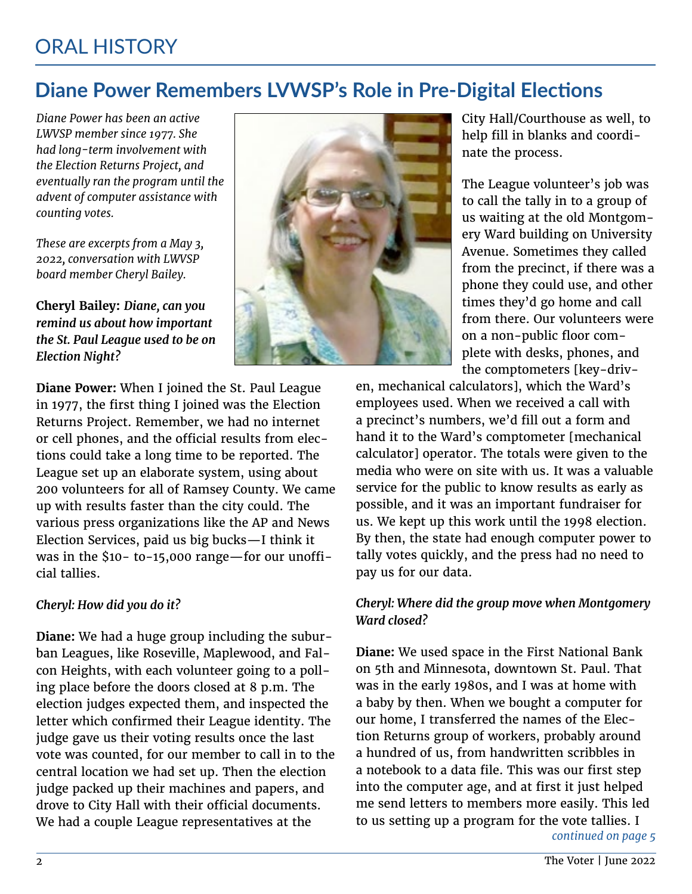# ORAL HISTORY

## Diane Power Remembers LVWSP's Role in Pre-Digital Elections

*Diane Power has been an active LWVSP member since 1977. She had long-term involvement with the Election Returns Project, and eventually ran the program until the advent of computer assistance with counting votes.*

*These are excerpts from a May 3, 2022, conversation with LWVSP board member Cheryl Bailey.*

**Cheryl Bailey:** ***Diane, can you remind us about how important the St. Paul League used to be on Election Night?***

**Diane Power:** When I joined the St. Paul League in 1977, the first thing I joined was the Election Returns Project. Remember, we had no internet or cell phones, and the official results from elections could take a long time to be reported. The League set up an elaborate system, using about 200 volunteers for all of Ramsey County. We came up with results faster than the city could. The various press organizations like the AP and News Election Services, paid us big bucks—I think it was in the $10- to-15,000 range—for our unofficial tallies.

*Cheryl: How did you do it?*

**Diane:** We had a huge group including the suburban Leagues, like Roseville, Maplewood, and Falcon Heights, with each volunteer going to a polling place before the doors closed at 8 p.m. The election judges expected them, and inspected the letter which confirmed their League identity. The judge gave us their voting results once the last vote was counted, for our member to call in to the central location we had set up. Then the election judge packed up their machines and papers, and drove to City Hall with their official documents. We had a couple League representatives at the City Hall/Courthouse as well, to help fill in blanks and coordinate the process.

The League volunteer's job was to call the tally in to a group of us waiting at the old Montgomery Ward building on University Avenue. Sometimes they called from the precinct, if there was a phone they could use, and other times they'd go home and call from there. Our volunteers were on a non-public floor complete with desks, phones, and the comptometers [key-driven, mechanical calculators], which the Ward's employees used. When we received a call with a precinct's numbers, we'd fill out a form and hand it to the Ward's comptometer [mechanical calculator] operator. The totals were given to the media who were on site with us. It was a valuable service for the public to know results as early as possible, and it was an important fundraiser for us. We kept up this work until the 1998 election. By then, the state had enough computer power to tally votes quickly, and the press had no need to pay us for our data.

*Cheryl: Where did the group move when Montgomery Ward closed?*

**Diane:** We used space in the First National Bank on 5th and Minnesota, downtown St. Paul. That was in the early 1980s, and I was at home with a baby by then. When we bought a computer for our home, I transferred the names of the Election Returns group of workers, probably around a hundred of us, from handwritten scribbles in a notebook to a data file. This was our first step into the computer age, and at first it just helped me send letters to members more easily. This led to us setting up a program for the vote tallies. I

*continued on page 5*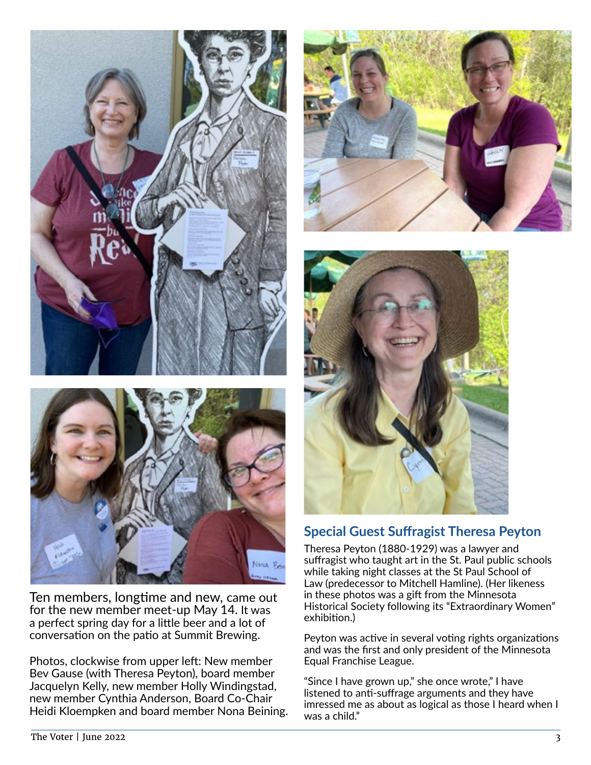Ten members, longtime and new, came out for the new member meet-up May 14. It was a perfect spring day for a little beer and a lot of conversation on the patio at Summit Brewing.

Photos, clockwise from upper left: New member Bev Gause (with Theresa Peyton), board member Jacquelyn Kelly, new member Holly Windingstad, new member Cynthia Anderson, Board Co-Chair Heidi Kloempken and board member Nona Beining.

## Special Guest Suffragist Theresa Peyton

Theresa Peyton (1880-1929) was a lawyer and suffragist who taught art in the St. Paul public schools while taking night classes at the St Paul School of Law (predecessor to Mitchell Hamline). (Her likeness in these photos was a gift from the Minnesota Historical Society following its "Extraordinary Women" exhibition.)

Peyton was active in several voting rights organizations and was the first and only president of the Minnesota Equal Franchise League.

"Since I have grown up," she once wrote," I have listened to anti-suffrage arguments and they have imressed me as about as logical as those I heard when I was a child."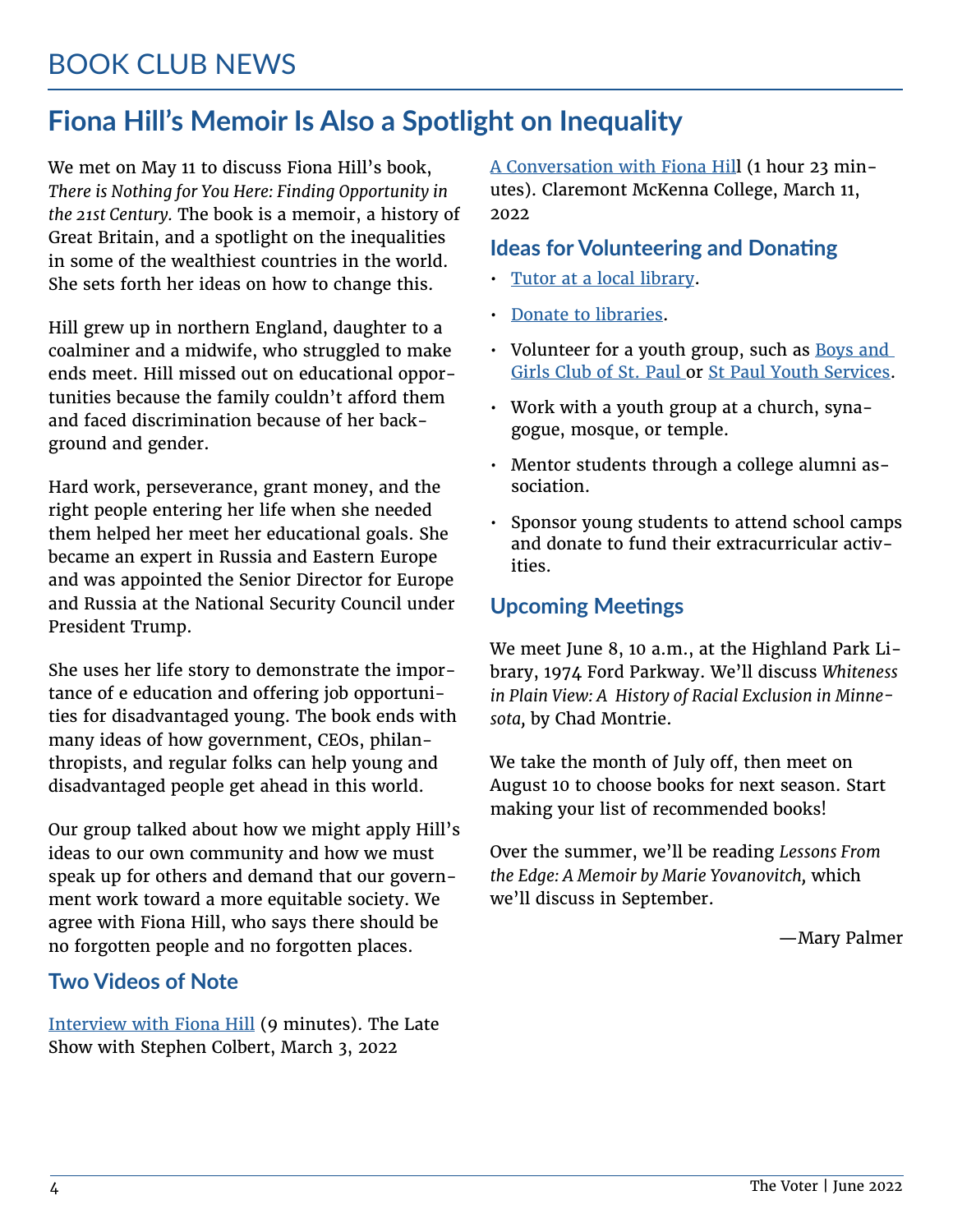# BOOK CLUB NEWS

## Fiona Hill's Memoir Is Also a Spotlight on Inequality

We met on May 11 to discuss Fiona Hill's book, *There is Nothing for You Here: Finding Opportunity in the 21st Century.* The book is a memoir, a history of Great Britain, and a spotlight on the inequalities in some of the wealthiest countries in the world. She sets forth her ideas on how to change this.

Hill grew up in northern England, daughter to a coalminer and a midwife, who struggled to make ends meet. Hill missed out on educational opportunities because the family couldn't afford them and faced discrimination because of her background and gender.

Hard work, perseverance, grant money, and the right people entering her life when she needed them helped her meet her educational goals. She became an expert in Russia and Eastern Europe and was appointed the Senior Director for Europe and Russia at the National Security Council under President Trump.

She uses her life story to demonstrate the importance of e education and offering job opportunities for disadvantaged young. The book ends with many ideas of how government, CEOs, philanthropists, and regular folks can help young and disadvantaged people get ahead in this world.

Our group talked about how we might apply Hill's ideas to our own community and how we must speak up for others and demand that our government work toward a more equitable society. We agree with Fiona Hill, who says there should be no forgotten people and no forgotten places.

### Two Videos of Note

Interview with Fiona Hill (9 minutes). The Late Show with Stephen Colbert, March 3, 2022

A Conversation with Fiona Hill (1 hour 23 minutes). Claremont McKenna College, March 11, 2022

### Ideas for Volunteering and Donating

- Tutor at a local library.
- Donate to libraries.
- Volunteer for a youth group, such as Boys and Girls Club of St. Paul or St Paul Youth Services.
- Work with a youth group at a church, synagogue, mosque, or temple.
- Mentor students through a college alumni association.
- Sponsor young students to attend school camps and donate to fund their extracurricular activities.

### Upcoming Meetings

We meet June 8, 10 a.m., at the Highland Park Library, 1974 Ford Parkway. We'll discuss *Whiteness in Plain View: A History of Racial Exclusion in Minnesota,* by Chad Montrie.

We take the month of July off, then meet on August 10 to choose books for next season. Start making your list of recommended books!

Over the summer, we'll be reading *Lessons From the Edge: A Memoir by Marie Yovanovitch,* which we'll discuss in September.

—Mary Palmer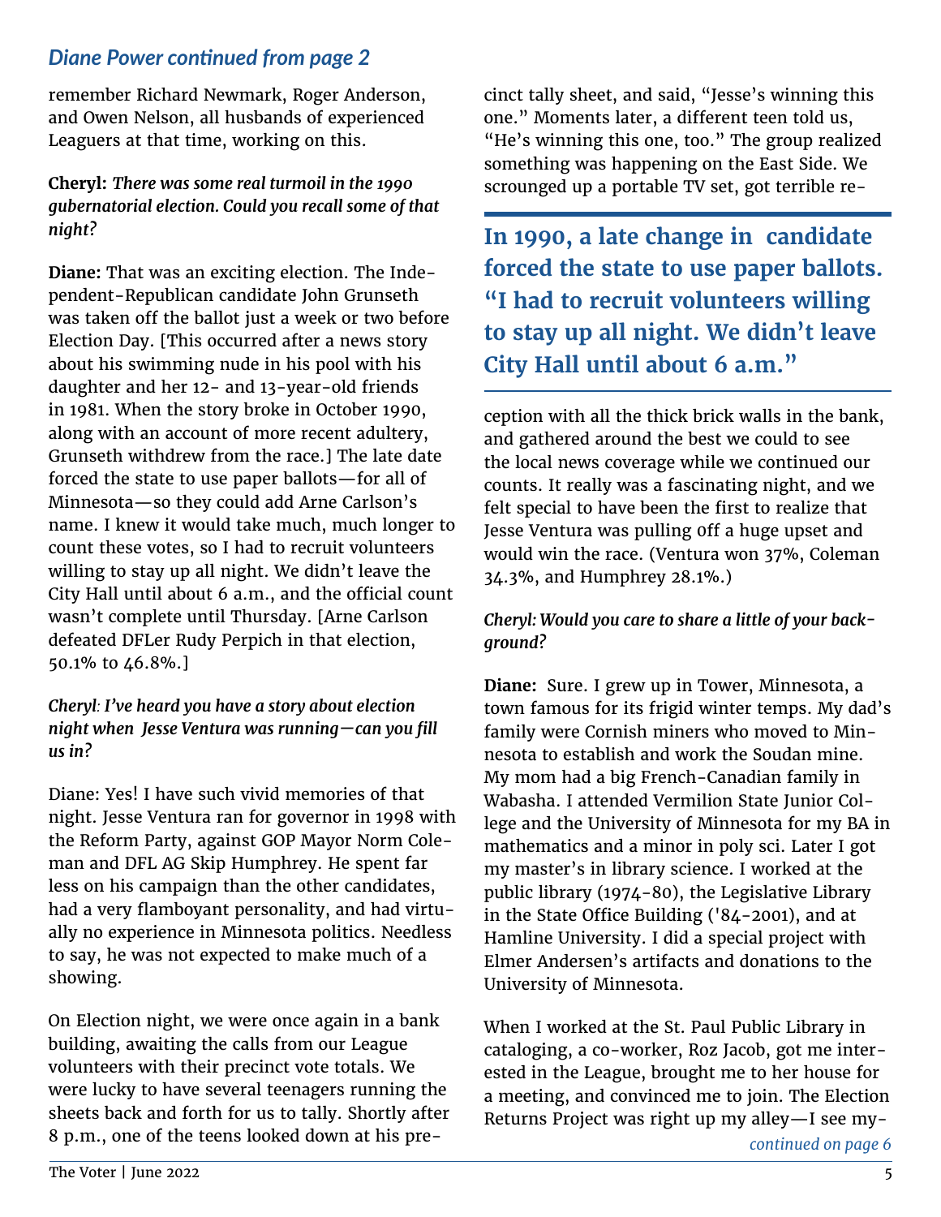*Diane Power continued from page 2*

remember Richard Newmark, Roger Anderson, and Owen Nelson, all husbands of experienced Leaguers at that time, working on this.

**Cheryl:** ***There was some real turmoil in the 1990 gubernatorial election. Could you recall some of that night?***

**Diane:** That was an exciting election. The Independent-Republican candidate John Grunseth was taken off the ballot just a week or two before Election Day. [This occurred after a news story about his swimming nude in his pool with his daughter and her 12- and 13-year-old friends in 1981. When the story broke in October 1990, along with an account of more recent adultery, Grunseth withdrew from the race.] The late date forced the state to use paper ballots—for all of Minnesota—so they could add Arne Carlson's name. I knew it would take much, much longer to count these votes, so I had to recruit volunteers willing to stay up all night. We didn't leave the City Hall until about 6 a.m., and the official count wasn't complete until Thursday. [Arne Carlson defeated DFLer Rudy Perpich in that election, 50.1% to 46.8%.]

***Cheryl: I've heard you have a story about election night when Jesse Ventura was running—can you fill us in?***

Diane: Yes! I have such vivid memories of that night. Jesse Ventura ran for governor in 1998 with the Reform Party, against GOP Mayor Norm Coleman and DFL AG Skip Humphrey. He spent far less on his campaign than the other candidates, had a very flamboyant personality, and had virtually no experience in Minnesota politics. Needless to say, he was not expected to make much of a showing.

On Election night, we were once again in a bank building, awaiting the calls from our League volunteers with their precinct vote totals. We were lucky to have several teenagers running the sheets back and forth for us to tally. Shortly after 8 p.m., one of the teens looked down at his precinct tally sheet, and said, "Jesse's winning this one." Moments later, a different teen told us, "He's winning this one, too." The group realized something was happening on the East Side. We scrounged up a portable TV set, got terrible reception with all the thick brick walls in the bank, and gathered around the best we could to see the local news coverage while we continued our counts. It really was a fascinating night, and we felt special to have been the first to realize that Jesse Ventura was pulling 0ff a huge upset and would win the race. (Ventura won 37%, Coleman 34.3%, and Humphrey 28.1%.)

> **In 1990, a late change in candidate forced the state to use paper ballots. "I had to recruit volunteers willing to stay up all night. We didn't leave City Hall until about 6 a.m."**

***Cheryl: Would you care to share a little of your background?***

**Diane:** Sure. I grew up in Tower, Minnesota, a town famous for its frigid winter temps. My dad's family were Cornish miners who moved to Minnesota to establish and work the Soudan mine. My mom had a big French-Canadian family in Wabasha. I attended Vermilion State Junior College and the University of Minnesota for my BA in mathematics and a minor in poly sci. Later I got my master's in library science. I worked at the public library (1974-80), the Legislative Library in the State Office Building ('84-2001), and at Hamline University. I did a special project with Elmer Andersen's artifacts and donations to the University of Minnesota.

When I worked at the St. Paul Public Library in cataloging, a co-worker, Roz Jacob, got me interested in the League, brought me to her house for a meeting, and convinced me to join. The Election Returns Project was right up my alley—I see my-

*continued on page 6*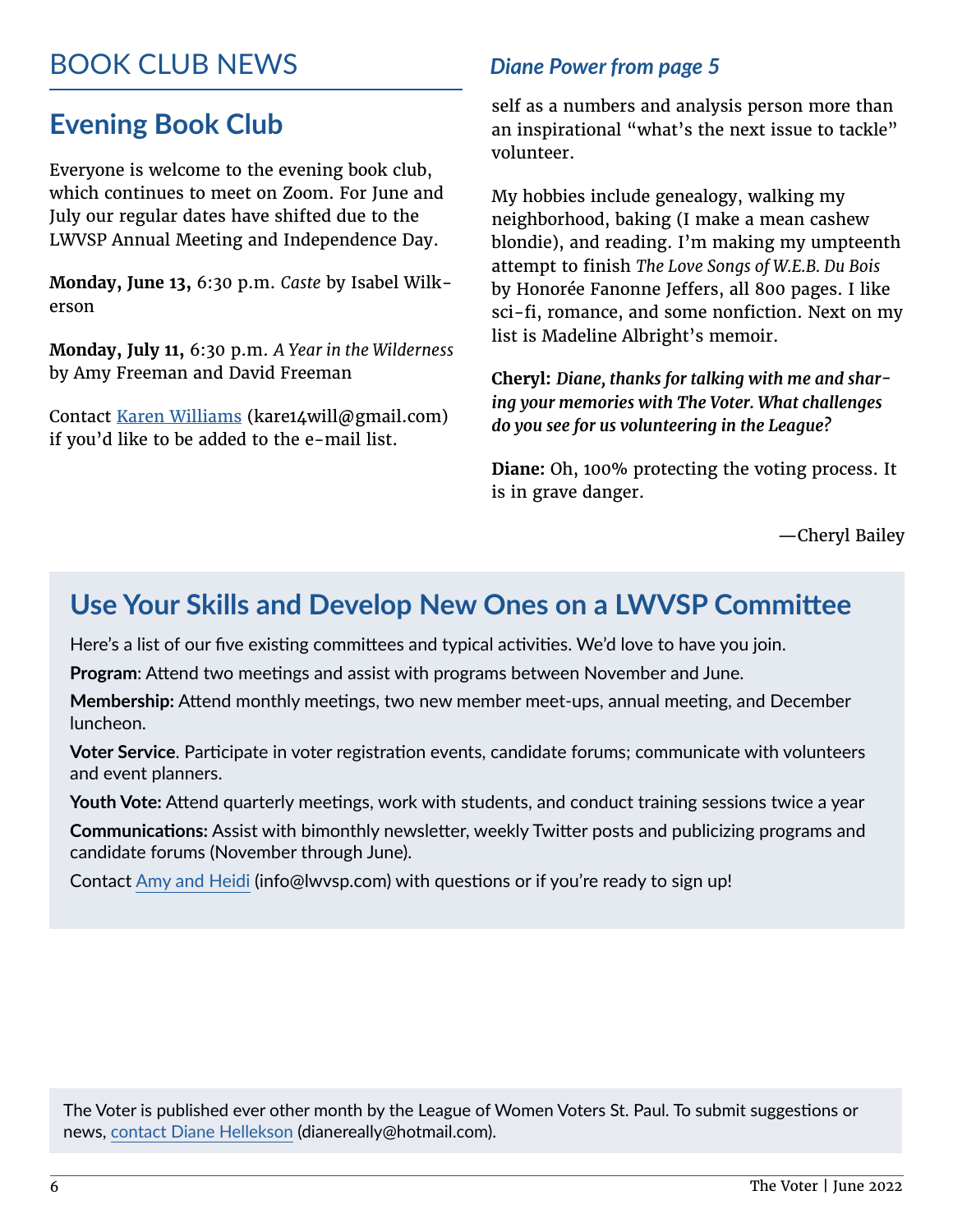# BOOK CLUB NEWS

## Evening Book Club

Everyone is welcome to the evening book club, which continues to meet on Zoom. For June and July our regular dates have shifted due to the LWVSP Annual Meeting and Independence Day.

**Monday, June 13,** 6:30 p.m. *Caste* by Isabel Wilkerson

**Monday, July 11,** 6:30 p.m. *A Year in the Wilderness* by Amy Freeman and David Freeman

Contact Karen Williams (kare14will@gmail.com) if you'd like to be added to the e-mail list.

### *Diane Power from page 5*

self as a numbers and analysis person more than an inspirational "what's the next issue to tackle" volunteer.

My hobbies include genealogy, walking my neighborhood, baking (I make a mean cashew blondie), and reading. I'm making my umpteenth attempt to finish *The Love Songs of W.E.B. Du Bois* by Honorée Fanonne Jeffers, all 800 pages. I like sci-fi, romance, and some nonfiction. Next on my list is Madeline Albright's memoir.

**Cheryl:** ***Diane, thanks for talking with me and sharing your memories with The Voter. What challenges do you see for us volunteering in the League?***

**Diane:** Oh, 100% protecting the voting process. It is in grave danger.

—Cheryl Bailey

## Use Your Skills and Develop New Ones on a LWVSP Committee

Here's a list of our five existing committees and typical activities. We'd love to have you join.

**Program**: Attend two meetings and assist with programs between November and June.

**Membership:** Attend monthly meetings, two new member meet-ups, annual meeting, and December luncheon.

**Voter Service**. Participate in voter registration events, candidate forums; communicate with volunteers and event planners.

**Youth Vote:** Attend quarterly meetings, work with students, and conduct training sessions twice a year

**Communications:** Assist with bimonthly newsletter, weekly Twitter posts and publicizing programs and candidate forums (November through June).

Contact Amy and Heidi (info@lwvsp.com) with questions or if you're ready to sign up!

The Voter is published ever other month by the League of Women Voters St. Paul. To submit suggestions or news, contact Diane Hellekson (dianereally@hotmail.com).